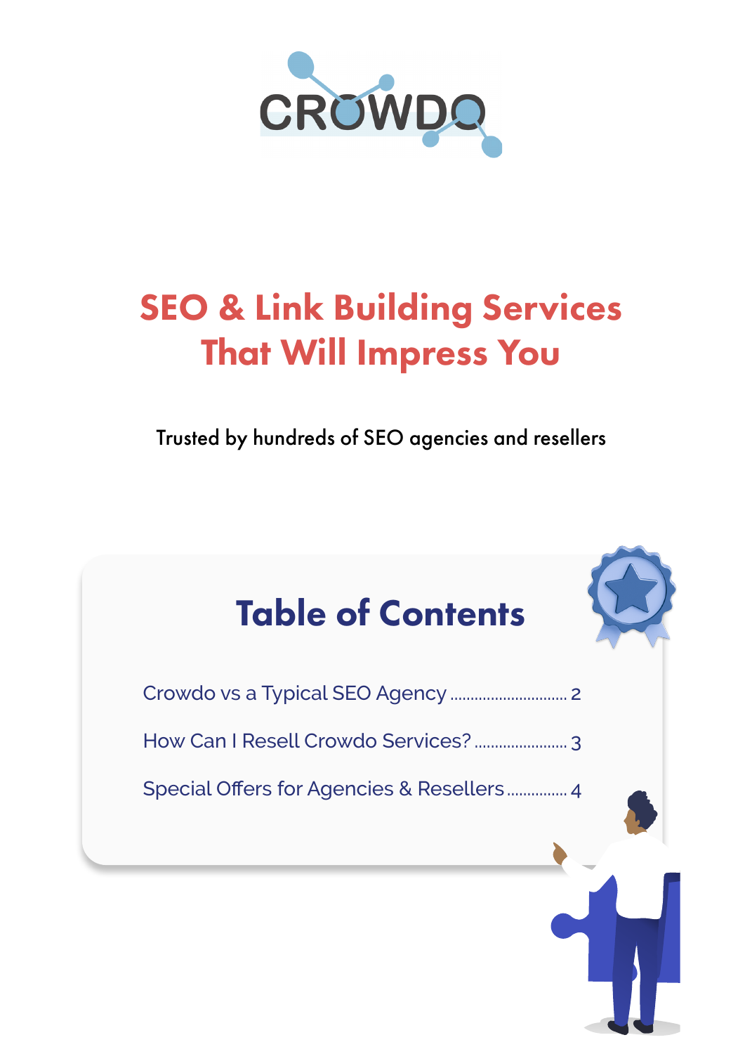CROWDO

# SEO & Link Building Services That Will Impress You

Trusted by hundreds of SEO agencies and resellers

## Table of Contents

- Crowdo vs a Typical SEO Agency ........ 2
- How Can I Resell Crowdo Services? ........ 3
- Special Offers for Agencies & Resellers ........ 4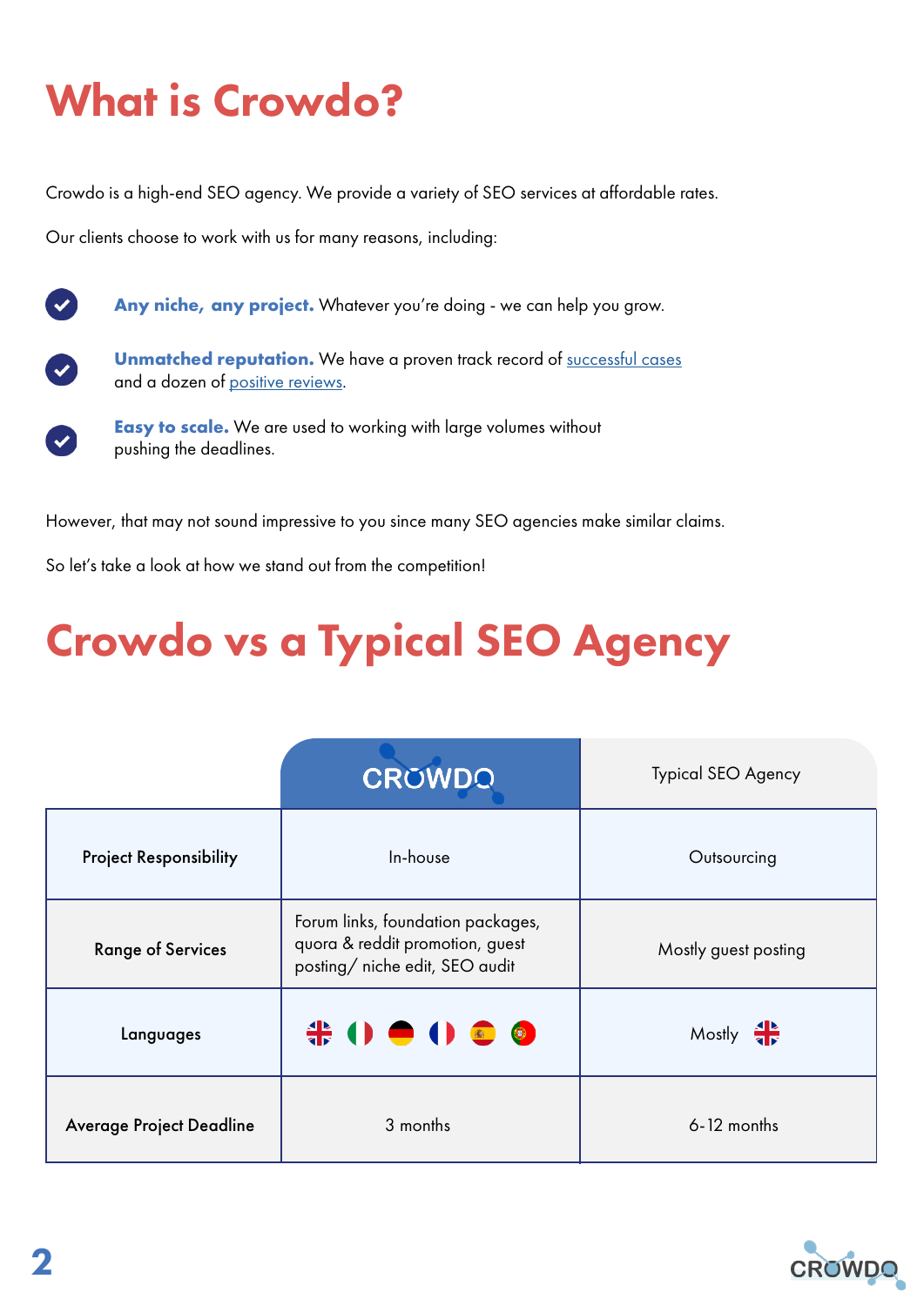# What is Crowdo?

Crowdo is a high-end SEO agency. We provide a variety of SEO services at affordable rates.

Our clients choose to work with us for many reasons, including:

- **Any niche, any project.** Whatever you're doing - we can help you grow.
- **Unmatched reputation.** We have a proven track record of successful cases and a dozen of positive reviews.
- **Easy to scale.** We are used to working with large volumes without pushing the deadlines.

However, that may not sound impressive to you since many SEO agencies make similar claims.

So let's take a look at how we stand out from the competition!

# Crowdo vs a Typical SEO Agency

| | CROWDO | Typical SEO Agency |
|---|---|---|
| **Project Responsibility** | In-house | Outsourcing |
| **Range of Services** | Forum links, foundation packages, quora & reddit promotion, guest posting/ niche edit, SEO audit | Mostly guest posting |
| **Languages** | 🇬🇧 🇮🇹 🇩🇪 🇫🇷 🇪🇸 🇵🇹 | Mostly 🇬🇧 |
| **Average Project Deadline** | 3 months | 6-12 months |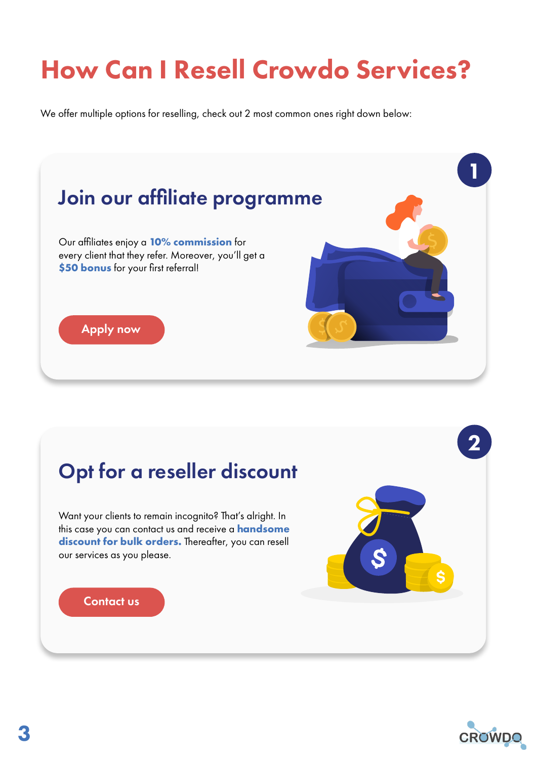# How Can I Resell Crowdo Services?

We offer multiple options for reselling, check out 2 most common ones right down below:

## 1

## Join our affiliate programme

Our affiliates enjoy a **10% commission** for every client that they refer. Moreover, you'll get a **$50 bonus** for your first referral!

Apply now

## 2

## Opt for a reseller discount

Want your clients to remain incognito? That's alright. In this case you can contact us and receive a **handsome discount for bulk orders.** Thereafter, you can resell our services as you please.

Contact us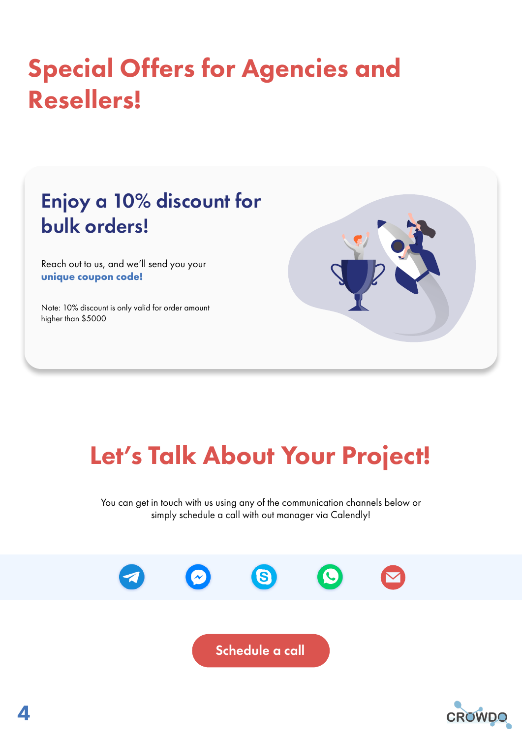# Special Offers for Agencies and Resellers!

## Enjoy a 10% discount for bulk orders!

Reach out to us, and we'll send you your **unique coupon code!**

Note: 10% discount is only valid for order amount higher than $5000

# Let's Talk About Your Project!

You can get in touch with us using any of the communication channels below or simply schedule a call with out manager via Calendly!

Schedule a call